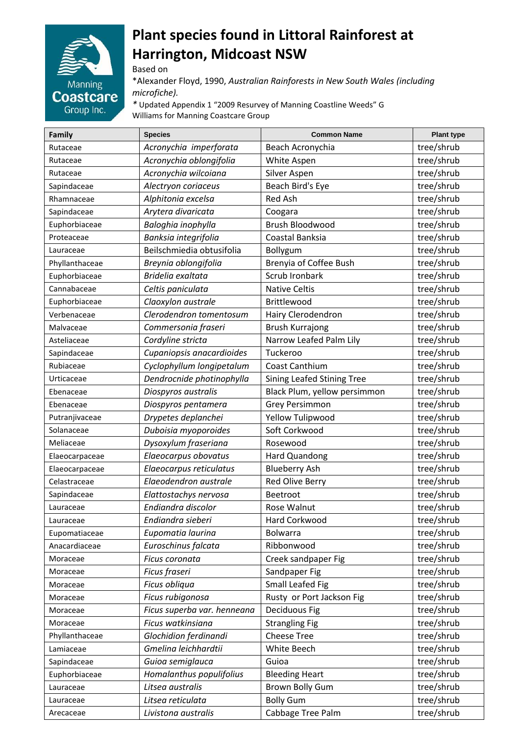# Plant species found in Littoral Rainforest at Harrington, Midcoast NSW

Manning Coastcare Group Inc.

Based on

*Alexander Floyd, 1990, *Australian Rainforests in New South Wales (including microfiche).*

*Updated Appendix 1 "2009 Resurvey of Manning Coastline Weeds" G Williams for Manning Coastcare Group

| Family | Species | Common Name | Plant type |
|---|---|---|---|
| Rutaceae | *Acronychia imperforata* | Beach Acronychia | tree/shrub |
| Rutaceae | *Acronychia oblongifolia* | White Aspen | tree/shrub |
| Rutaceae | *Acronychia wilcoiana* | Silver Aspen | tree/shrub |
| Sapindaceae | *Alectryon coriaceus* | Beach Bird's Eye | tree/shrub |
| Rhamnaceae | *Alphitonia excelsa* | Red Ash | tree/shrub |
| Sapindaceae | *Arytera divaricata* | Coogara | tree/shrub |
| Euphorbiaceae | *Baloghia inophylla* | Brush Bloodwood | tree/shrub |
| Proteaceae | *Banksia integrifolia* | Coastal Banksia | tree/shrub |
| Lauraceae | Beilschmiedia obtusifolia | Bollygum | tree/shrub |
| Phyllanthaceae | *Breynia oblongifolia* | Brenyia of Coffee Bush | tree/shrub |
| Euphorbiaceae | *Bridelia exaltata* | Scrub Ironbark | tree/shrub |
| Cannabaceae | *Celtis paniculata* | Native Celtis | tree/shrub |
| Euphorbiaceae | *Claoxylon australe* | Brittlewood | tree/shrub |
| Verbenaceae | *Clerodendron tomentosum* | Hairy Clerodendron | tree/shrub |
| Malvaceae | *Commersonia fraseri* | Brush Kurrajong | tree/shrub |
| Asteliaceae | *Cordyline stricta* | Narrow Leafed Palm Lily | tree/shrub |
| Sapindaceae | *Cupaniopsis anacardioides* | Tuckeroo | tree/shrub |
| Rubiaceae | *Cyclophyllum longipetalum* | Coast Canthium | tree/shrub |
| Urticaceae | *Dendrocnide photinophylla* | Sining Leafed Stining Tree | tree/shrub |
| Ebenaceae | *Diospyros australis* | Black Plum, yellow persimmon | tree/shrub |
| Ebenaceae | *Diospyros pentamera* | Grey Persimmon | tree/shrub |
| Putranjivaceae | *Drypetes deplanchei* | Yellow Tulipwood | tree/shrub |
| Solanaceae | *Duboisia myoporoides* | Soft Corkwood | tree/shrub |
| Meliaceae | *Dysoxylum fraseriana* | Rosewood | tree/shrub |
| Elaeocarpaceae | *Elaeocarpus obovatus* | Hard Quandong | tree/shrub |
| Elaeocarpaceae | *Elaeocarpus reticulatus* | Blueberry Ash | tree/shrub |
| Celastraceae | *Elaeodendron australe* | Red Olive Berry | tree/shrub |
| Sapindaceae | *Elattostachys nervosa* | Beetroot | tree/shrub |
| Lauraceae | *Endiandra discolor* | Rose Walnut | tree/shrub |
| Lauraceae | *Endiandra sieberi* | Hard Corkwood | tree/shrub |
| Eupomatiaceae | *Eupomatia laurina* | Bolwarra | tree/shrub |
| Anacardiaceae | *Euroschinus falcata* | Ribbonwood | tree/shrub |
| Moraceae | *Ficus coronata* | Creek sandpaper Fig | tree/shrub |
| Moraceae | *Ficus fraseri* | Sandpaper Fig | tree/shrub |
| Moraceae | *Ficus obliqua* | Small Leafed Fig | tree/shrub |
| Moraceae | *Ficus rubigonosa* | Rusty or Port Jackson Fig | tree/shrub |
| Moraceae | *Ficus superba var. henneana* | Deciduous Fig | tree/shrub |
| Moraceae | *Ficus watkinsiana* | Strangling Fig | tree/shrub |
| Phyllanthaceae | *Glochidion ferdinandi* | Cheese Tree | tree/shrub |
| Lamiaceae | *Gmelina leichhardtii* | White Beech | tree/shrub |
| Sapindaceae | *Guioa semiglauca* | Guioa | tree/shrub |
| Euphorbiaceae | *Homalanthus populifolius* | Bleeding Heart | tree/shrub |
| Lauraceae | *Litsea australis* | Brown Bolly Gum | tree/shrub |
| Lauraceae | *Litsea reticulata* | Bolly Gum | tree/shrub |
| Arecaceae | *Livistona australis* | Cabbage Tree Palm | tree/shrub |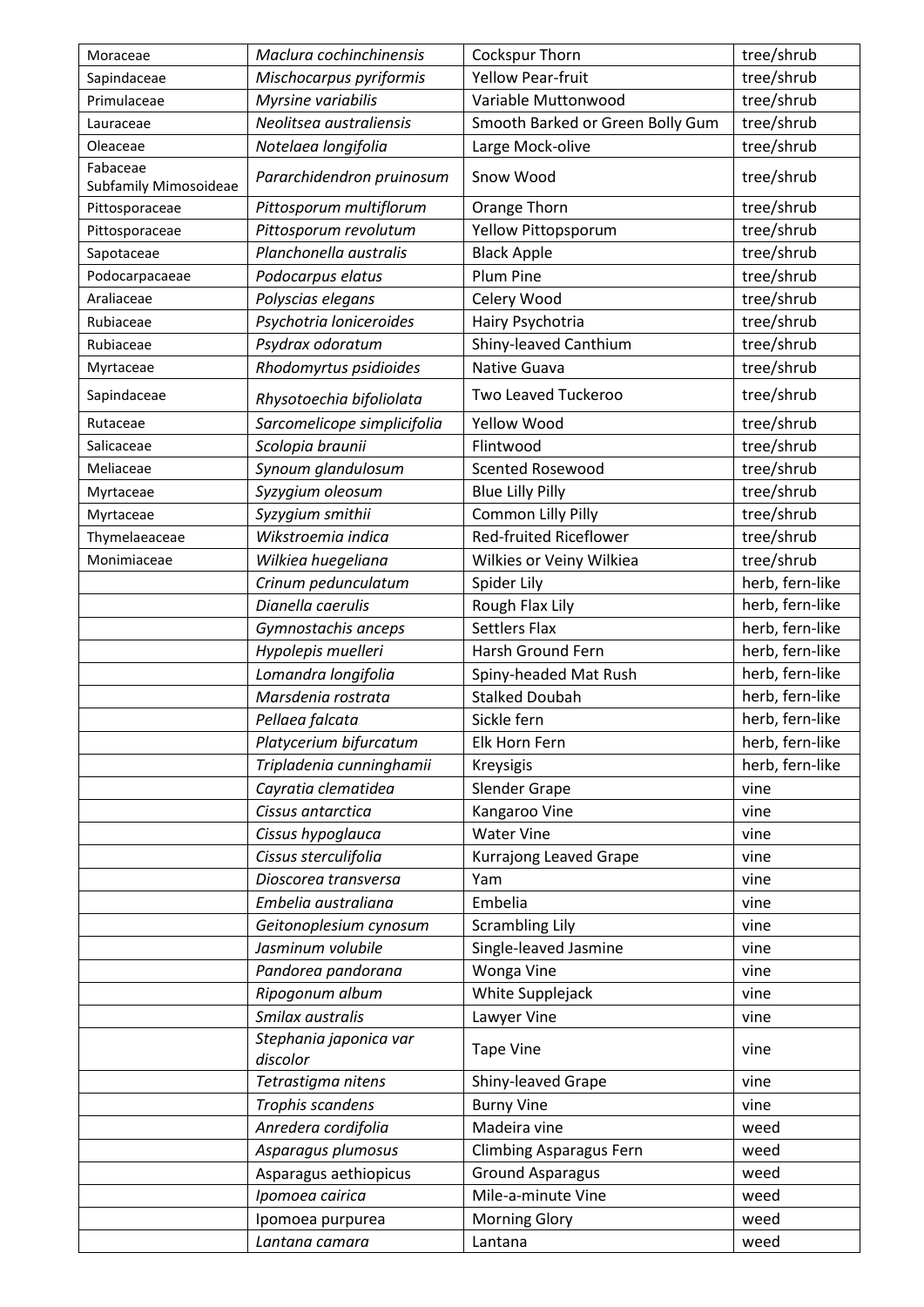| | | | |
|---|---|---|---|
| Moraceae | *Maclura cochinchinensis* | Cockspur Thorn | tree/shrub |
| Sapindaceae | *Mischocarpus pyriformis* | Yellow Pear-fruit | tree/shrub |
| Primulaceae | *Myrsine variabilis* | Variable Muttonwood | tree/shrub |
| Lauraceae | *Neolitsea australiensis* | Smooth Barked or Green Bolly Gum | tree/shrub |
| Oleaceae | *Notelaea longifolia* | Large Mock-olive | tree/shrub |
| Fabaceae Subfamily Mimosoideae | *Pararchidendron pruinosum* | Snow Wood | tree/shrub |
| Pittosporaceae | *Pittosporum multiflorum* | Orange Thorn | tree/shrub |
| Pittosporaceae | *Pittosporum revolutum* | Yellow Pittopsporum | tree/shrub |
| Sapotaceae | *Planchonella australis* | Black Apple | tree/shrub |
| Podocarpacaeae | *Podocarpus elatus* | Plum Pine | tree/shrub |
| Araliaceae | *Polyscias elegans* | Celery Wood | tree/shrub |
| Rubiaceae | *Psychotria loniceroides* | Hairy Psychotria | tree/shrub |
| Rubiaceae | *Psydrax odoratum* | Shiny-leaved Canthium | tree/shrub |
| Myrtaceae | *Rhodomyrtus psidioides* | Native Guava | tree/shrub |
| Sapindaceae | *Rhysotoechia bifoliolata* | Two Leaved Tuckeroo | tree/shrub |
| Rutaceae | *Sarcomelicope simplicifolia* | Yellow Wood | tree/shrub |
| Salicaceae | *Scolopia braunii* | Flintwood | tree/shrub |
| Meliaceae | *Synoum glandulosum* | Scented Rosewood | tree/shrub |
| Myrtaceae | *Syzygium oleosum* | Blue Lilly Pilly | tree/shrub |
| Myrtaceae | *Syzygium smithii* | Common Lilly Pilly | tree/shrub |
| Thymelaeaceae | *Wikstroemia indica* | Red-fruited Riceflower | tree/shrub |
| Monimiaceae | *Wilkiea huegeliana* | Wilkies or Veiny Wilkiea | tree/shrub |
| | *Crinum pedunculatum* | Spider Lily | herb, fern-like |
| | *Dianella caerulis* | Rough Flax Lily | herb, fern-like |
| | *Gymnostachis anceps* | Settlers Flax | herb, fern-like |
| | *Hypolepis muelleri* | Harsh Ground Fern | herb, fern-like |
| | *Lomandra longifolia* | Spiny-headed Mat Rush | herb, fern-like |
| | *Marsdenia rostrata* | Stalked Doubah | herb, fern-like |
| | *Pellaea falcata* | Sickle fern | herb, fern-like |
| | *Platycerium bifurcatum* | Elk Horn Fern | herb, fern-like |
| | *Tripladenia cunninghamii* | Kreysigis | herb, fern-like |
| | *Cayratia clematidea* | Slender Grape | vine |
| | *Cissus antarctica* | Kangaroo Vine | vine |
| | *Cissus hypoglauca* | Water Vine | vine |
| | *Cissus sterculifolia* | Kurrajong Leaved Grape | vine |
| | *Dioscorea transversa* | Yam | vine |
| | *Embelia australiana* | Embelia | vine |
| | *Geitonoplesium cynosum* | Scrambling Lily | vine |
| | *Jasminum volubile* | Single-leaved Jasmine | vine |
| | *Pandorea pandorana* | Wonga Vine | vine |
| | *Ripogonum album* | White Supplejack | vine |
| | *Smilax australis* | Lawyer Vine | vine |
| | *Stephania japonica var discolor* | Tape Vine | vine |
| | *Tetrastigma nitens* | Shiny-leaved Grape | vine |
| | *Trophis scandens* | Burny Vine | vine |
| | *Anredera cordifolia* | Madeira vine | weed |
| | *Asparagus plumosus* | Climbing Asparagus Fern | weed |
| | Asparagus aethiopicus | Ground Asparagus | weed |
| | *Ipomoea cairica* | Mile-a-minute Vine | weed |
| | Ipomoea purpurea | Morning Glory | weed |
| | *Lantana camara* | Lantana | weed |